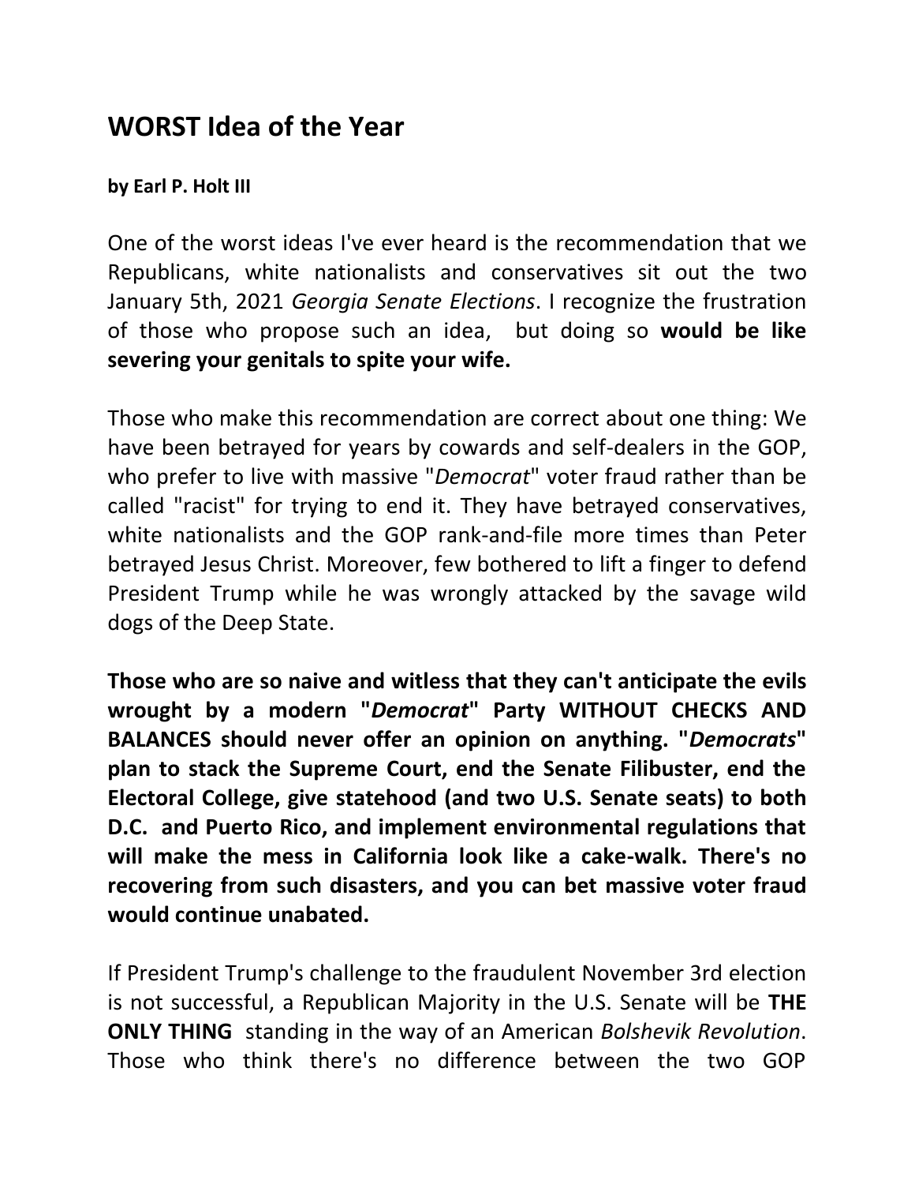# WORST Idea of the Year

**by Earl P. Holt III**

One of the worst ideas I've ever heard is the recommendation that we Republicans, white nationalists and conservatives sit out the two January 5th, 2021 *Georgia Senate Elections*. I recognize the frustration of those who propose such an idea, but doing so **would be like severing your genitals to spite your wife.**

Those who make this recommendation are correct about one thing: We have been betrayed for years by cowards and self-dealers in the GOP, who prefer to live with massive "*Democrat*" voter fraud rather than be called "racist" for trying to end it. They have betrayed conservatives, white nationalists and the GOP rank-and-file more times than Peter betrayed Jesus Christ. Moreover, few bothered to lift a finger to defend President Trump while he was wrongly attacked by the savage wild dogs of the Deep State.

**Those who are so naive and witless that they can't anticipate the evils wrought by a modern "*Democrat*" Party WITHOUT CHECKS AND BALANCES should never offer an opinion on anything. "*Democrats*" plan to stack the Supreme Court, end the Senate Filibuster, end the Electoral College, give statehood (and two U.S. Senate seats) to both D.C. and Puerto Rico, and implement environmental regulations that will make the mess in California look like a cake-walk. There's no recovering from such disasters, and you can bet massive voter fraud would continue unabated.**

If President Trump's challenge to the fraudulent November 3rd election is not successful, a Republican Majority in the U.S. Senate will be **THE ONLY THING** standing in the way of an American *Bolshevik Revolution*. Those who think there's no difference between the two GOP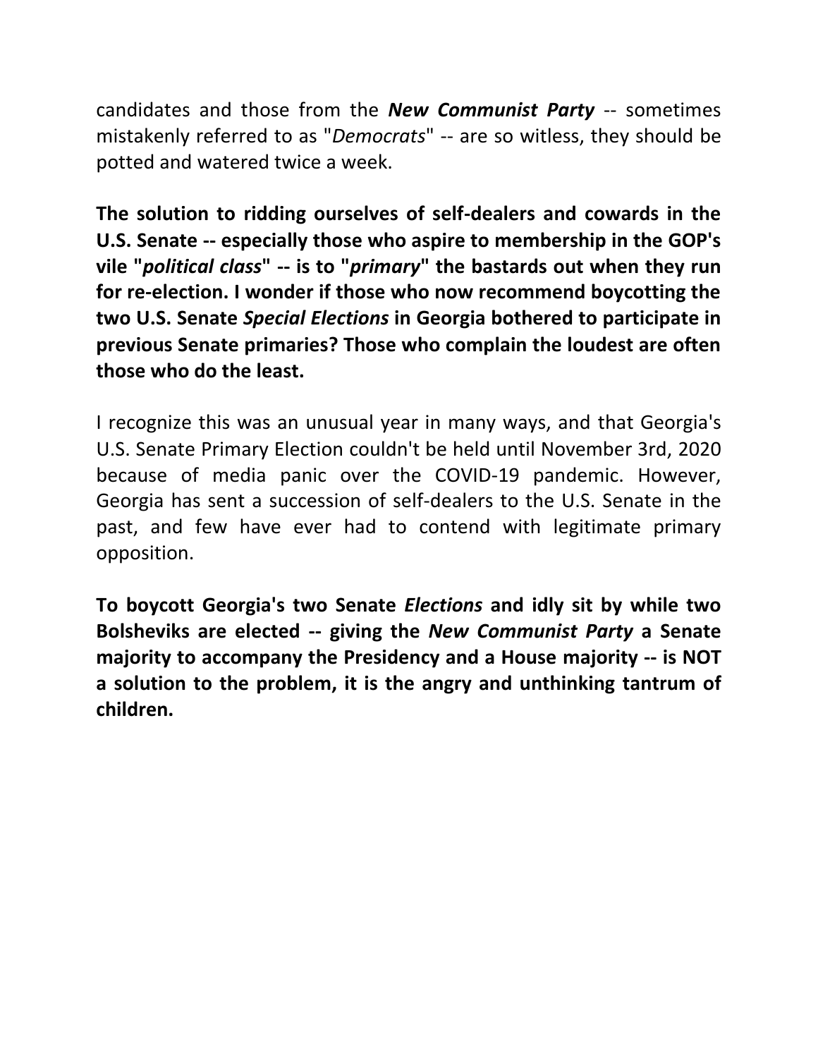candidates and those from the ***New Communist Party*** -- sometimes mistakenly referred to as "*Democrats*" -- are so witless, they should be potted and watered twice a week.

**The solution to ridding ourselves of self-dealers and cowards in the U.S. Senate -- especially those who aspire to membership in the GOP's vile "*political class*" -- is to "*primary*" the bastards out when they run for re-election. I wonder if those who now recommend boycotting the two U.S. Senate *Special Elections* in Georgia bothered to participate in previous Senate primaries? Those who complain the loudest are often those who do the least.**

I recognize this was an unusual year in many ways, and that Georgia's U.S. Senate Primary Election couldn't be held until November 3rd, 2020 because of media panic over the COVID-19 pandemic. However, Georgia has sent a succession of self-dealers to the U.S. Senate in the past, and few have ever had to contend with legitimate primary opposition.

**To boycott Georgia's two Senate *Elections* and idly sit by while two Bolsheviks are elected -- giving the *New Communist Party* a Senate majority to accompany the Presidency and a House majority -- is NOT a solution to the problem, it is the angry and unthinking tantrum of children.**